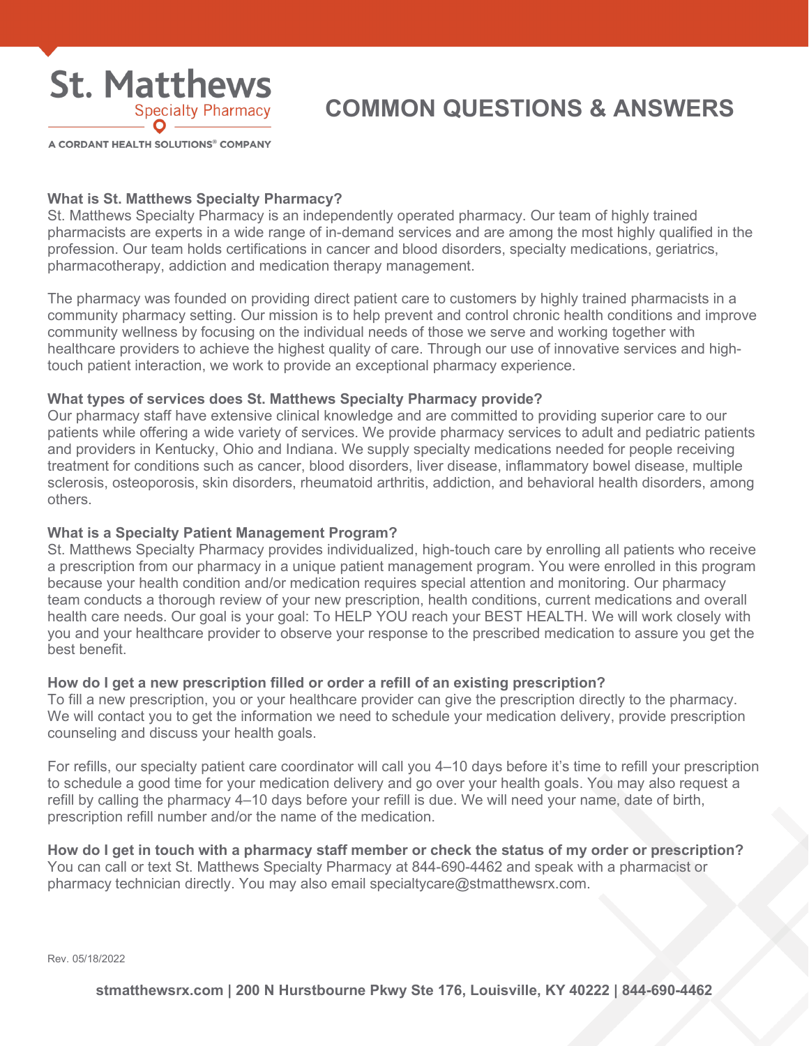St. Matthews Specialty Pharmacy

A CORDANT HEALTH SOLUTIONS® COMPANY

# COMMON QUESTIONS & ANSWERS

### What is St. Matthews Specialty Pharmacy?

St. Matthews Specialty Pharmacy is an independently operated pharmacy. Our team of highly trained pharmacists are experts in a wide range of in-demand services and are among the most highly qualified in the profession. Our team holds certifications in cancer and blood disorders, specialty medications, geriatrics, pharmacotherapy, addiction and medication therapy management.

The pharmacy was founded on providing direct patient care to customers by highly trained pharmacists in a community pharmacy setting. Our mission is to help prevent and control chronic health conditions and improve community wellness by focusing on the individual needs of those we serve and working together with healthcare providers to achieve the highest quality of care. Through our use of innovative services and high-touch patient interaction, we work to provide an exceptional pharmacy experience.

### What types of services does St. Matthews Specialty Pharmacy provide?

Our pharmacy staff have extensive clinical knowledge and are committed to providing superior care to our patients while offering a wide variety of services. We provide pharmacy services to adult and pediatric patients and providers in Kentucky, Ohio and Indiana. We supply specialty medications needed for people receiving treatment for conditions such as cancer, blood disorders, liver disease, inflammatory bowel disease, multiple sclerosis, osteoporosis, skin disorders, rheumatoid arthritis, addiction, and behavioral health disorders, among others.

### What is a Specialty Patient Management Program?

St. Matthews Specialty Pharmacy provides individualized, high-touch care by enrolling all patients who receive a prescription from our pharmacy in a unique patient management program. You were enrolled in this program because your health condition and/or medication requires special attention and monitoring. Our pharmacy team conducts a thorough review of your new prescription, health conditions, current medications and overall health care needs. Our goal is your goal: To HELP YOU reach your BEST HEALTH. We will work closely with you and your healthcare provider to observe your response to the prescribed medication to assure you get the best benefit.

### How do I get a new prescription filled or order a refill of an existing prescription?

To fill a new prescription, you or your healthcare provider can give the prescription directly to the pharmacy. We will contact you to get the information we need to schedule your medication delivery, provide prescription counseling and discuss your health goals.

For refills, our specialty patient care coordinator will call you 4–10 days before it's time to refill your prescription to schedule a good time for your medication delivery and go over your health goals. You may also request a refill by calling the pharmacy 4–10 days before your refill is due. We will need your name, date of birth, prescription refill number and/or the name of the medication.

### How do I get in touch with a pharmacy staff member or check the status of my order or prescription?

You can call or text St. Matthews Specialty Pharmacy at 844-690-4462 and speak with a pharmacist or pharmacy technician directly. You may also email specialtycare@stmatthewsrx.com.

Rev. 05/18/2022

**stmatthewsrx.com | 200 N Hurstbourne Pkwy Ste 176, Louisville, KY 40222 | 844-690-4462**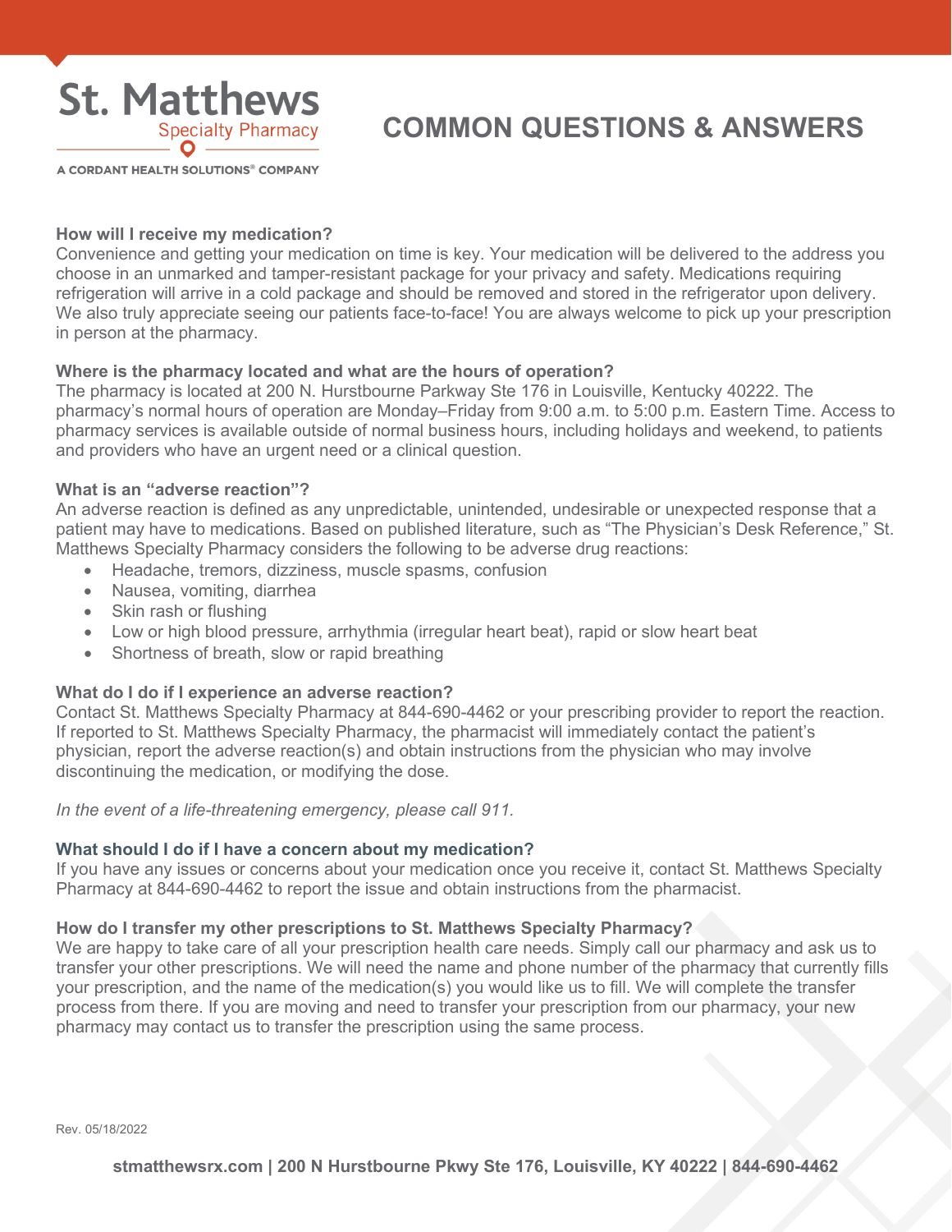St. Matthews
Specialty Pharmacy

A CORDANT HEALTH SOLUTIONS® COMPANY

# COMMON QUESTIONS & ANSWERS

**How will I receive my medication?**
Convenience and getting your medication on time is key. Your medication will be delivered to the address you choose in an unmarked and tamper-resistant package for your privacy and safety. Medications requiring refrigeration will arrive in a cold package and should be removed and stored in the refrigerator upon delivery. We also truly appreciate seeing our patients face-to-face! You are always welcome to pick up your prescription in person at the pharmacy.

**Where is the pharmacy located and what are the hours of operation?**
The pharmacy is located at 200 N. Hurstbourne Parkway Ste 176 in Louisville, Kentucky 40222. The pharmacy's normal hours of operation are Monday–Friday from 9:00 a.m. to 5:00 p.m. Eastern Time. Access to pharmacy services is available outside of normal business hours, including holidays and weekend, to patients and providers who have an urgent need or a clinical question.

**What is an "adverse reaction"?**
An adverse reaction is defined as any unpredictable, unintended, undesirable or unexpected response that a patient may have to medications. Based on published literature, such as "The Physician's Desk Reference," St. Matthews Specialty Pharmacy considers the following to be adverse drug reactions:

- Headache, tremors, dizziness, muscle spasms, confusion
- Nausea, vomiting, diarrhea
- Skin rash or flushing
- Low or high blood pressure, arrhythmia (irregular heart beat), rapid or slow heart beat
- Shortness of breath, slow or rapid breathing

**What do I do if I experience an adverse reaction?**
Contact St. Matthews Specialty Pharmacy at 844-690-4462 or your prescribing provider to report the reaction. If reported to St. Matthews Specialty Pharmacy, the pharmacist will immediately contact the patient's physician, report the adverse reaction(s) and obtain instructions from the physician who may involve discontinuing the medication, or modifying the dose.

*In the event of a life-threatening emergency, please call 911.*

**What should I do if I have a concern about my medication?**
If you have any issues or concerns about your medication once you receive it, contact St. Matthews Specialty Pharmacy at 844-690-4462 to report the issue and obtain instructions from the pharmacist.

**How do I transfer my other prescriptions to St. Matthews Specialty Pharmacy?**
We are happy to take care of all your prescription health care needs. Simply call our pharmacy and ask us to transfer your other prescriptions. We will need the name and phone number of the pharmacy that currently fills your prescription, and the name of the medication(s) you would like us to fill. We will complete the transfer process from there. If you are moving and need to transfer your prescription from our pharmacy, your new pharmacy may contact us to transfer the prescription using the same process.

Rev. 05/18/2022

**stmatthewsrx.com | 200 N Hurstbourne Pkwy Ste 176, Louisville, KY 40222 | 844-690-4462**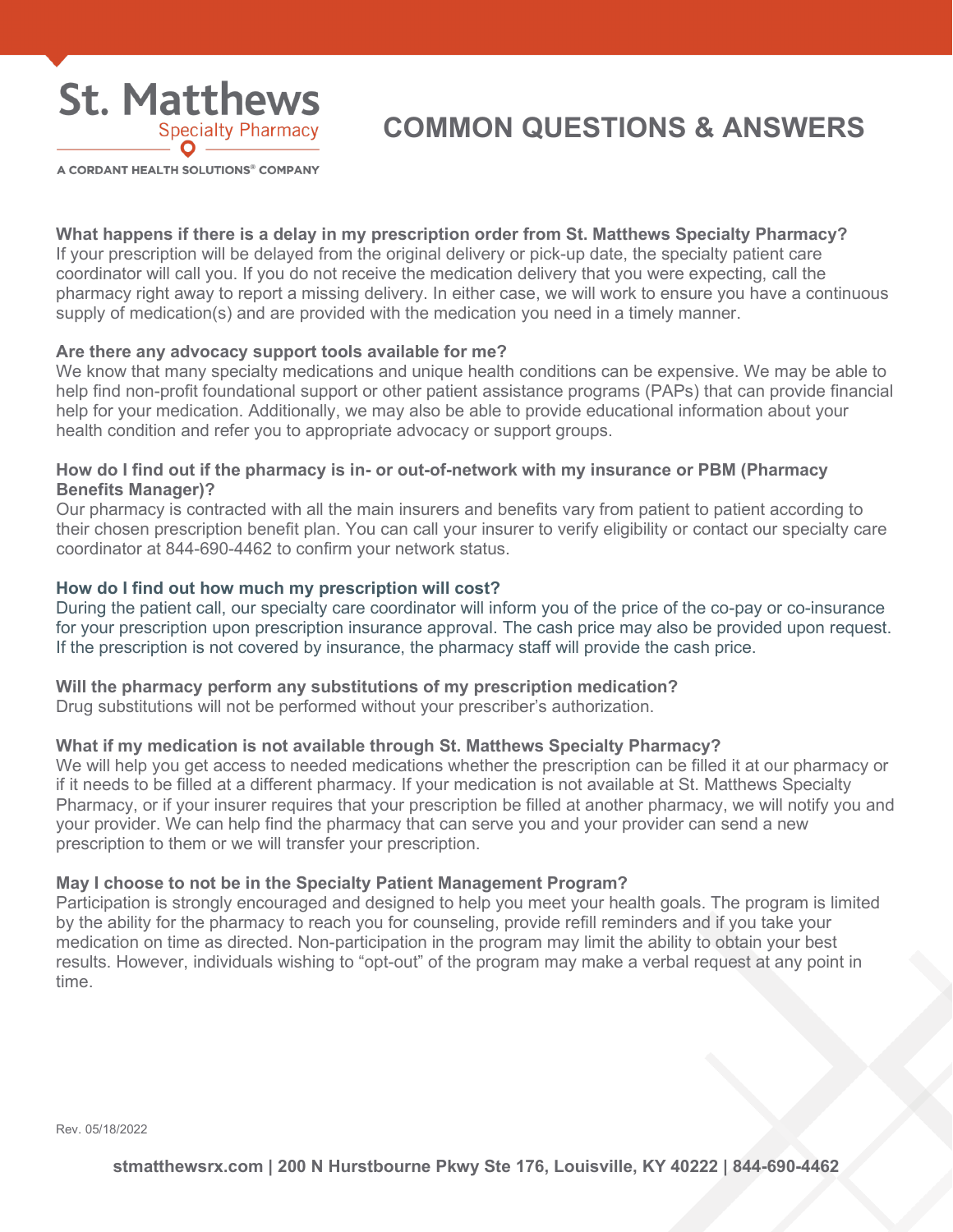# COMMON QUESTIONS & ANSWERS

**What happens if there is a delay in my prescription order from St. Matthews Specialty Pharmacy?**
If your prescription will be delayed from the original delivery or pick-up date, the specialty patient care coordinator will call you. If you do not receive the medication delivery that you were expecting, call the pharmacy right away to report a missing delivery. In either case, we will work to ensure you have a continuous supply of medication(s) and are provided with the medication you need in a timely manner.

**Are there any advocacy support tools available for me?**
We know that many specialty medications and unique health conditions can be expensive. We may be able to help find non-profit foundational support or other patient assistance programs (PAPs) that can provide financial help for your medication. Additionally, we may also be able to provide educational information about your health condition and refer you to appropriate advocacy or support groups.

**How do I find out if the pharmacy is in- or out-of-network with my insurance or PBM (Pharmacy Benefits Manager)?**
Our pharmacy is contracted with all the main insurers and benefits vary from patient to patient according to their chosen prescription benefit plan. You can call your insurer to verify eligibility or contact our specialty care coordinator at 844-690-4462 to confirm your network status.

**How do I find out how much my prescription will cost?**
During the patient call, our specialty care coordinator will inform you of the price of the co-pay or co-insurance for your prescription upon prescription insurance approval. The cash price may also be provided upon request. If the prescription is not covered by insurance, the pharmacy staff will provide the cash price.

**Will the pharmacy perform any substitutions of my prescription medication?**
Drug substitutions will not be performed without your prescriber's authorization.

**What if my medication is not available through St. Matthews Specialty Pharmacy?**
We will help you get access to needed medications whether the prescription can be filled it at our pharmacy or if it needs to be filled at a different pharmacy. If your medication is not available at St. Matthews Specialty Pharmacy, or if your insurer requires that your prescription be filled at another pharmacy, we will notify you and your provider. We can help find the pharmacy that can serve you and your provider can send a new prescription to them or we will transfer your prescription.

**May I choose to not be in the Specialty Patient Management Program?**
Participation is strongly encouraged and designed to help you meet your health goals. The program is limited by the ability for the pharmacy to reach you for counseling, provide refill reminders and if you take your medication on time as directed. Non-participation in the program may limit the ability to obtain your best results. However, individuals wishing to "opt-out" of the program may make a verbal request at any point in time.

Rev. 05/18/2022

stmatthewsrx.com | 200 N Hurstbourne Pkwy Ste 176, Louisville, KY 40222 | 844-690-4462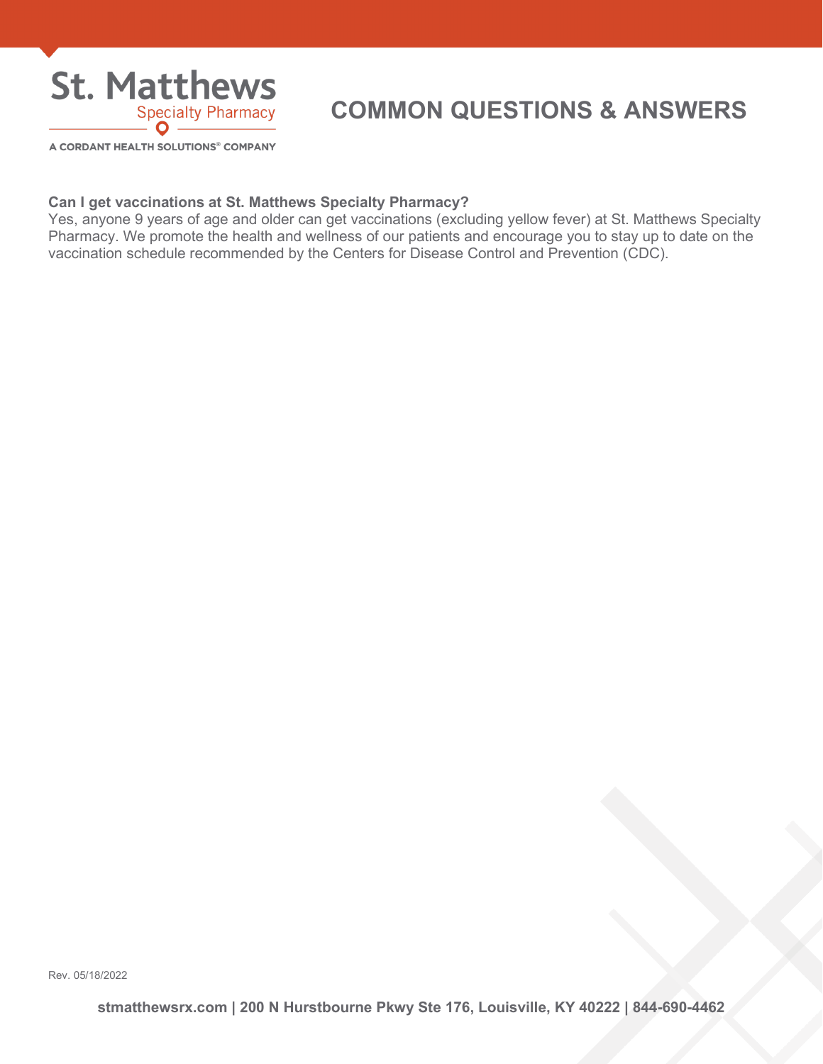# COMMON QUESTIONS & ANSWERS

**Can I get vaccinations at St. Matthews Specialty Pharmacy?**

Yes, anyone 9 years of age and older can get vaccinations (excluding yellow fever) at St. Matthews Specialty Pharmacy. We promote the health and wellness of our patients and encourage you to stay up to date on the vaccination schedule recommended by the Centers for Disease Control and Prevention (CDC).

Rev. 05/18/2022